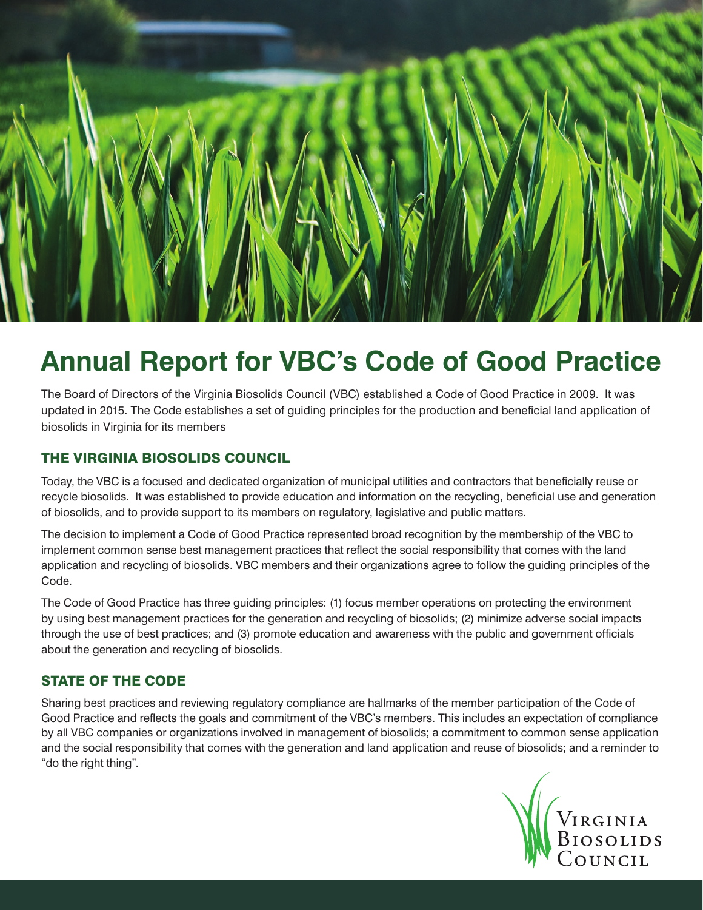# Annual Report for VBC's Code of Good Practice

The Board of Directors of the Virginia Biosolids Council (VBC) established a Code of Good Practice in 2009. It was updated in 2015. The Code establishes a set of guiding principles for the production and beneficial land application of biosolids in Virginia for its members

## THE VIRGINIA BIOSOLIDS COUNCIL

Today, the VBC is a focused and dedicated organization of municipal utilities and contractors that beneficially reuse or recycle biosolids. It was established to provide education and information on the recycling, beneficial use and generation of biosolids, and to provide support to its members on regulatory, legislative and public matters.

The decision to implement a Code of Good Practice represented broad recognition by the membership of the VBC to implement common sense best management practices that reflect the social responsibility that comes with the land application and recycling of biosolids. VBC members and their organizations agree to follow the guiding principles of the Code.

The Code of Good Practice has three guiding principles: (1) focus member operations on protecting the environment by using best management practices for the generation and recycling of biosolids; (2) minimize adverse social impacts through the use of best practices; and (3) promote education and awareness with the public and government officials about the generation and recycling of biosolids.

## STATE OF THE CODE

Sharing best practices and reviewing regulatory compliance are hallmarks of the member participation of the Code of Good Practice and reflects the goals and commitment of the VBC's members. This includes an expectation of compliance by all VBC companies or organizations involved in management of biosolids; a commitment to common sense application and the social responsibility that comes with the generation and land application and reuse of biosolids; and a reminder to "do the right thing".

Virginia Biosolids Council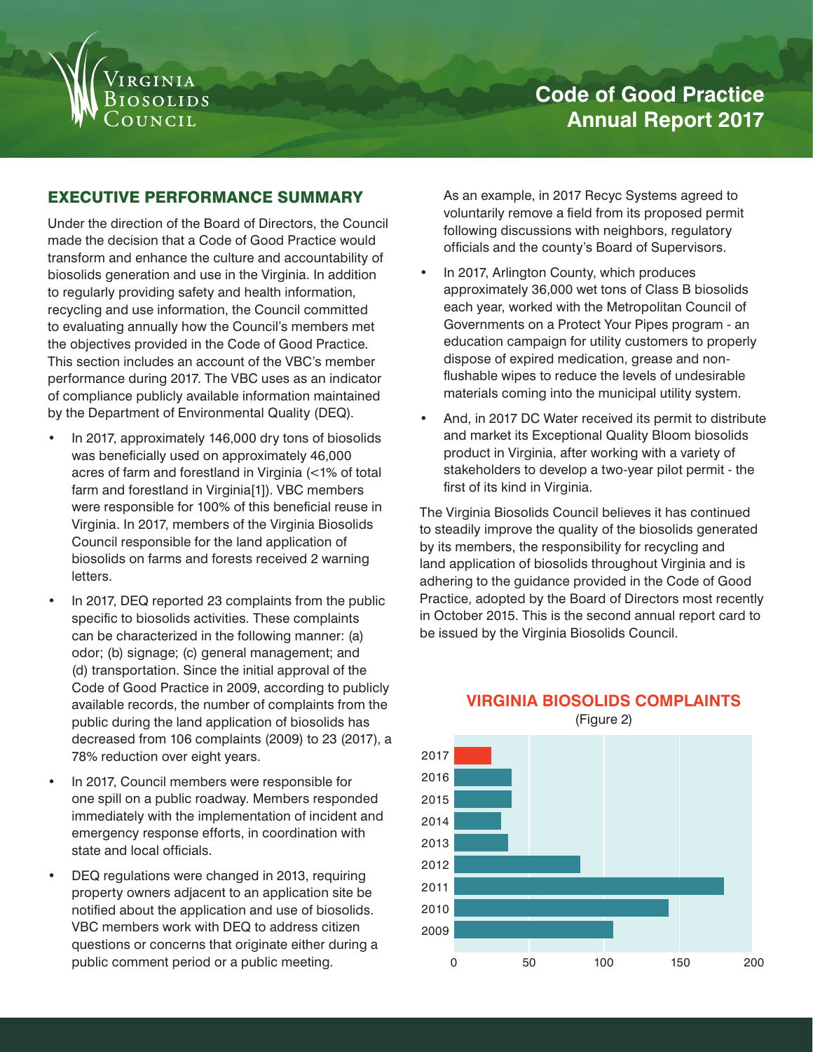Virginia Biosolids Council

# Code of Good Practice Annual Report 2017

## EXECUTIVE PERFORMANCE SUMMARY

Under the direction of the Board of Directors, the Council made the decision that a Code of Good Practice would transform and enhance the culture and accountability of biosolids generation and use in the Virginia. In addition to regularly providing safety and health information, recycling and use information, the Council committed to evaluating annually how the Council's members met the objectives provided in the Code of Good Practice. This section includes an account of the VBC's member performance during 2017. The VBC uses as an indicator of compliance publicly available information maintained by the Department of Environmental Quality (DEQ).

- In 2017, approximately 146,000 dry tons of biosolids was beneficially used on approximately 46,000 acres of farm and forestland in Virginia (<1% of total farm and forestland in Virginia[1]). VBC members were responsible for 100% of this beneficial reuse in Virginia. In 2017, members of the Virginia Biosolids Council responsible for the land application of biosolids on farms and forests received 2 warning letters.
- In 2017, DEQ reported 23 complaints from the public specific to biosolids activities. These complaints can be characterized in the following manner: (a) odor; (b) signage; (c) general management; and (d) transportation. Since the initial approval of the Code of Good Practice in 2009, according to publicly available records, the number of complaints from the public during the land application of biosolids has decreased from 106 complaints (2009) to 23 (2017), a 78% reduction over eight years.
- In 2017, Council members were responsible for one spill on a public roadway. Members responded immediately with the implementation of incident and emergency response efforts, in coordination with state and local officials.
- DEQ regulations were changed in 2013, requiring property owners adjacent to an application site be notified about the application and use of biosolids. VBC members work with DEQ to address citizen questions or concerns that originate either during a public comment period or a public meeting.

  As an example, in 2017 Recyc Systems agreed to voluntarily remove a field from its proposed permit following discussions with neighbors, regulatory officials and the county's Board of Supervisors.
- In 2017, Arlington County, which produces approximately 36,000 wet tons of Class B biosolids each year, worked with the Metropolitan Council of Governments on a Protect Your Pipes program - an education campaign for utility customers to properly dispose of expired medication, grease and non-flushable wipes to reduce the levels of undesirable materials coming into the municipal utility system.
- And, in 2017 DC Water received its permit to distribute and market its Exceptional Quality Bloom biosolids product in Virginia, after working with a variety of stakeholders to develop a two-year pilot permit - the first of its kind in Virginia.

The Virginia Biosolids Council believes it has continued to steadily improve the quality of the biosolids generated by its members, the responsibility for recycling and land application of biosolids throughout Virginia and is adhering to the guidance provided in the Code of Good Practice, adopted by the Board of Directors most recently in October 2015. This is the second annual report card to be issued by the Virginia Biosolids Council.

**VIRGINIA BIOSOLIDS COMPLAINTS**

(Figure 2)

| Year | Complaints (approx.) |
|---|---|
| 2017 | 23 |
| 2016 | 38 |
| 2015 | 38 |
| 2014 | 31 |
| 2013 | 36 |
| 2012 | 84 |
| 2011 | 180 |
| 2010 | 143 |
| 2009 | 106 |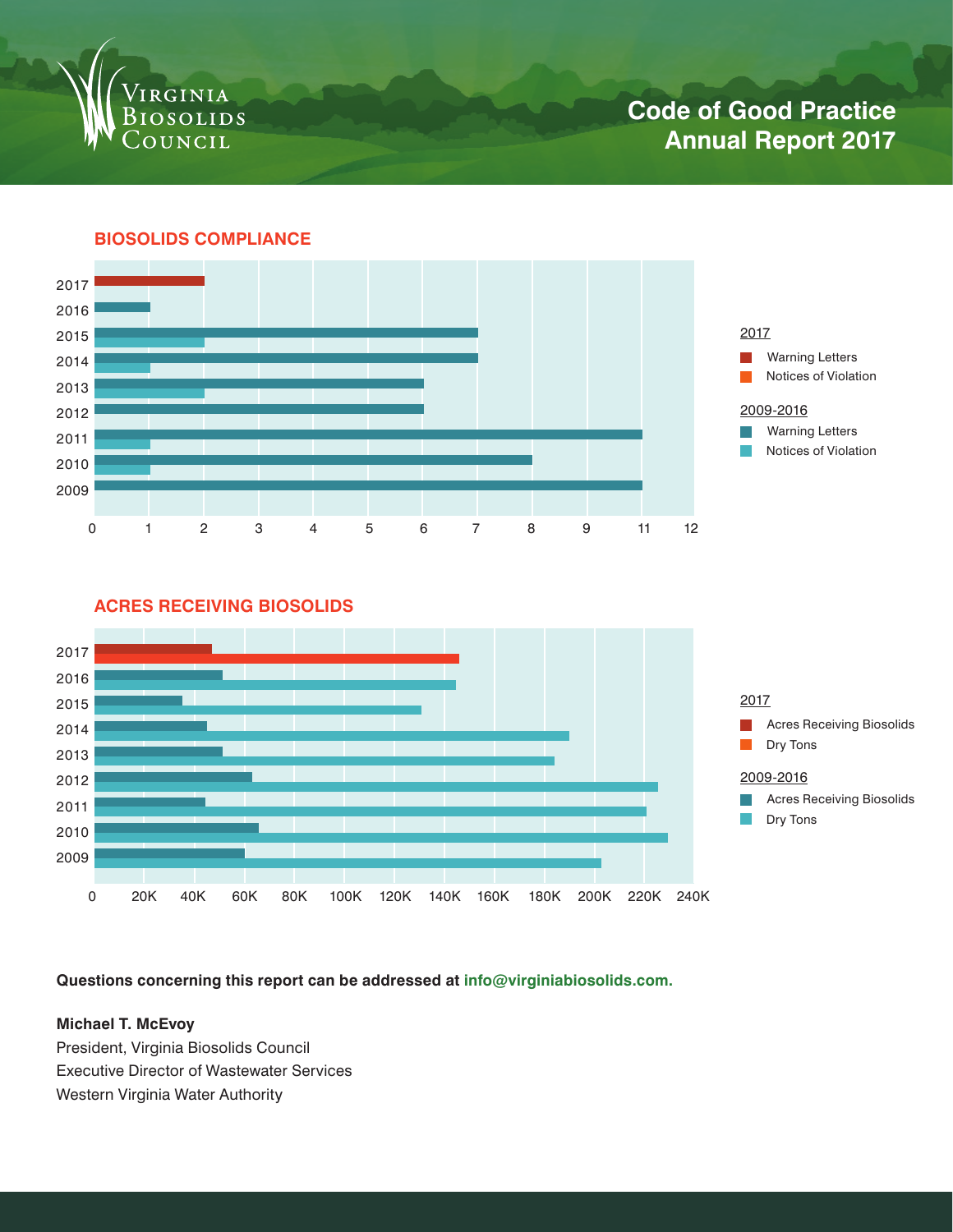Virginia Biosolids Council

# Code of Good Practice Annual Report 2017

## BIOSOLIDS COMPLIANCE

2017
2016
2015
2014
2013
2012
2011
2010
2009

0 1 2 3 4 5 6 7 8 9 11 12

2017
Warning Letters
Notices of Violation

2009-2016
Warning Letters
Notices of Violation

## ACRES RECEIVING BIOSOLIDS

2017
2016
2015
2014
2013
2012
2011
2010
2009

0 20K 40K 60K 80K 100K 120K 140K 160K 180K 200K 220K 240K

2017
Acres Receiving Biosolids
Dry Tons

2009-2016
Acres Receiving Biosolids
Dry Tons

**Questions concerning this report can be addressed at info@virginiabiosolids.com.**

**Michael T. McEvoy**
President, Virginia Biosolids Council
Executive Director of Wastewater Services
Western Virginia Water Authority